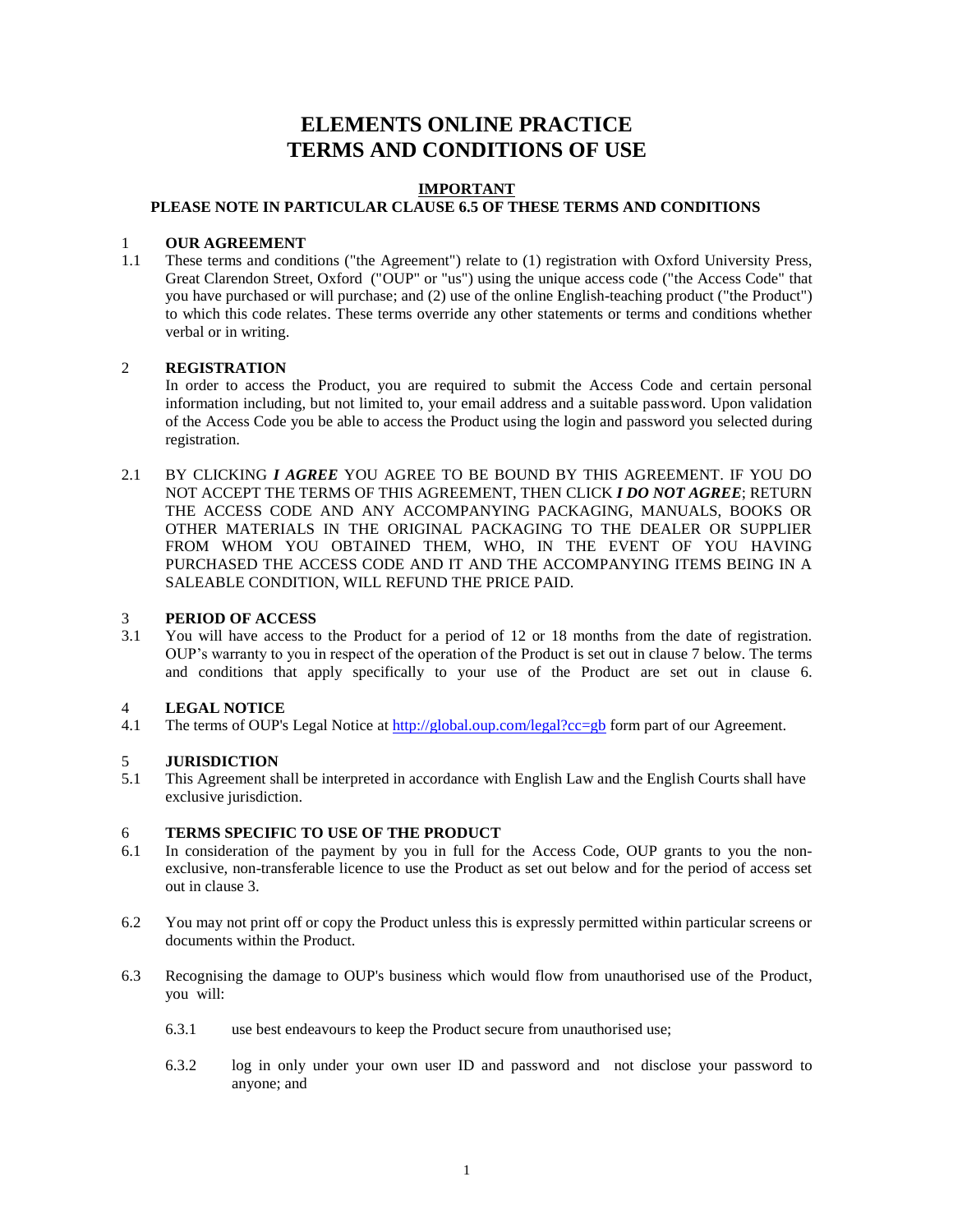# ELEMENTS ONLINE PRACTICE
# TERMS AND CONDITIONS OF USE

**IMPORTANT**

**PLEASE NOTE IN PARTICULAR CLAUSE 6.5 OF THESE TERMS AND CONDITIONS**

## 1 OUR AGREEMENT

1.1 These terms and conditions ("the Agreement") relate to (1) registration with Oxford University Press, Great Clarendon Street, Oxford ("OUP" or "us") using the unique access code ("the Access Code" that you have purchased or will purchase; and (2) use of the online English-teaching product ("the Product") to which this code relates. These terms override any other statements or terms and conditions whether verbal or in writing.

## 2 REGISTRATION

In order to access the Product, you are required to submit the Access Code and certain personal information including, but not limited to, your email address and a suitable password. Upon validation of the Access Code you be able to access the Product using the login and password you selected during registration.

2.1 BY CLICKING ***I AGREE*** YOU AGREE TO BE BOUND BY THIS AGREEMENT. IF YOU DO NOT ACCEPT THE TERMS OF THIS AGREEMENT, THEN CLICK ***I DO NOT AGREE***; RETURN THE ACCESS CODE AND ANY ACCOMPANYING PACKAGING, MANUALS, BOOKS OR OTHER MATERIALS IN THE ORIGINAL PACKAGING TO THE DEALER OR SUPPLIER FROM WHOM YOU OBTAINED THEM, WHO, IN THE EVENT OF YOU HAVING PURCHASED THE ACCESS CODE AND IT AND THE ACCOMPANYING ITEMS BEING IN A SALEABLE CONDITION, WILL REFUND THE PRICE PAID.

## 3 PERIOD OF ACCESS

3.1 You will have access to the Product for a period of 12 or 18 months from the date of registration. OUP's warranty to you in respect of the operation of the Product is set out in clause 7 below. The terms and conditions that apply specifically to your use of the Product are set out in clause 6.

## 4 LEGAL NOTICE

4.1 The terms of OUP's Legal Notice at http://global.oup.com/legal?cc=gb form part of our Agreement.

## 5 JURISDICTION

5.1 This Agreement shall be interpreted in accordance with English Law and the English Courts shall have exclusive jurisdiction.

## 6 TERMS SPECIFIC TO USE OF THE PRODUCT

6.1 In consideration of the payment by you in full for the Access Code, OUP grants to you the non-exclusive, non-transferable licence to use the Product as set out below and for the period of access set out in clause 3.

6.2 You may not print off or copy the Product unless this is expressly permitted within particular screens or documents within the Product.

6.3 Recognising the damage to OUP's business which would flow from unauthorised use of the Product, you will:

6.3.1 use best endeavours to keep the Product secure from unauthorised use;

6.3.2 log in only under your own user ID and password and not disclose your password to anyone; and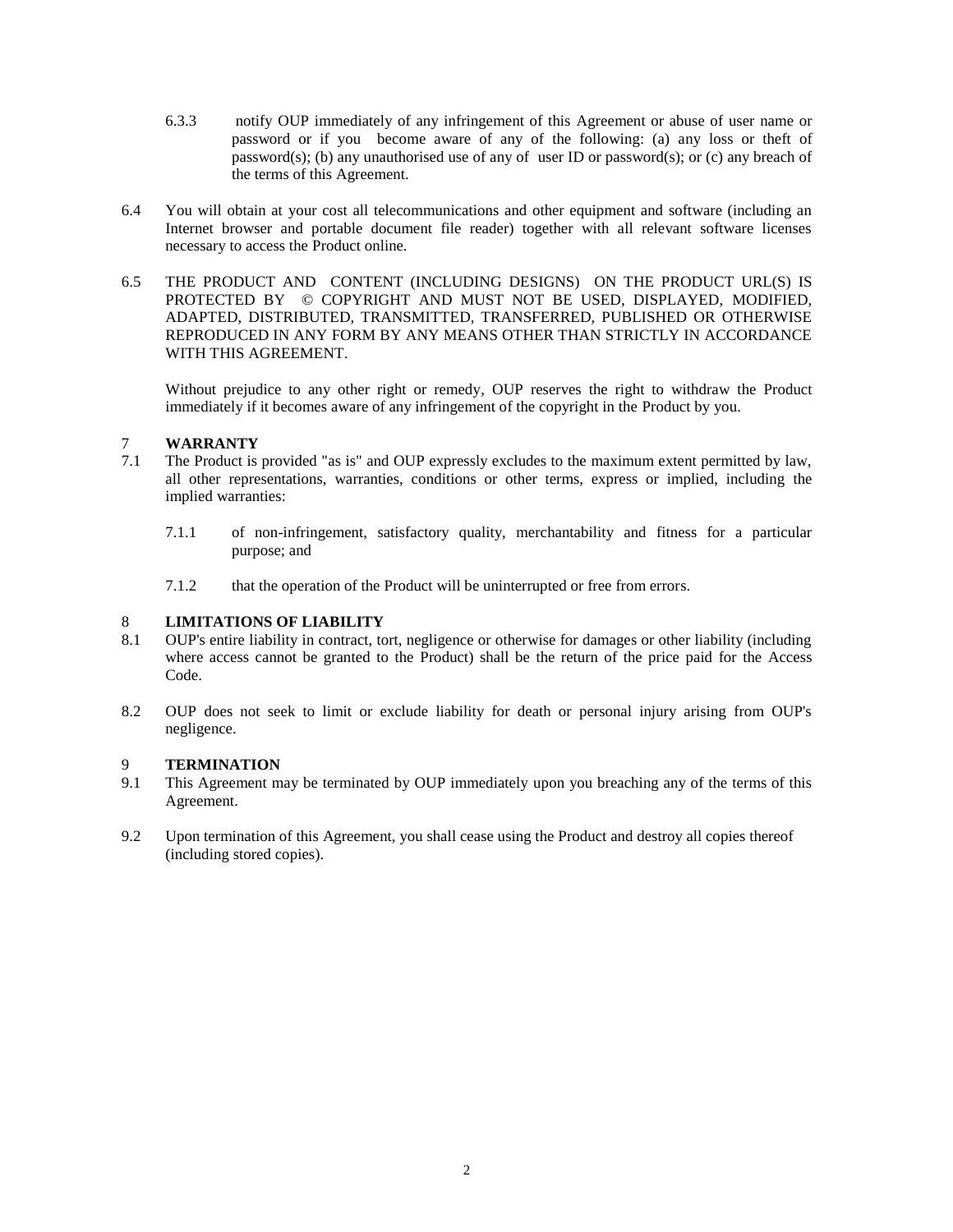6.3.3 notify OUP immediately of any infringement of this Agreement or abuse of user name or password or if you become aware of any of the following: (a) any loss or theft of password(s); (b) any unauthorised use of any of user ID or password(s); or (c) any breach of the terms of this Agreement.

6.4 You will obtain at your cost all telecommunications and other equipment and software (including an Internet browser and portable document file reader) together with all relevant software licenses necessary to access the Product online.

6.5 THE PRODUCT AND CONTENT (INCLUDING DESIGNS) ON THE PRODUCT URL(S) IS PROTECTED BY © COPYRIGHT AND MUST NOT BE USED, DISPLAYED, MODIFIED, ADAPTED, DISTRIBUTED, TRANSMITTED, TRANSFERRED, PUBLISHED OR OTHERWISE REPRODUCED IN ANY FORM BY ANY MEANS OTHER THAN STRICTLY IN ACCORDANCE WITH THIS AGREEMENT.

Without prejudice to any other right or remedy, OUP reserves the right to withdraw the Product immediately if it becomes aware of any infringement of the copyright in the Product by you.

## 7 WARRANTY

7.1 The Product is provided "as is" and OUP expressly excludes to the maximum extent permitted by law, all other representations, warranties, conditions or other terms, express or implied, including the implied warranties:

7.1.1 of non-infringement, satisfactory quality, merchantability and fitness for a particular purpose; and

7.1.2 that the operation of the Product will be uninterrupted or free from errors.

## 8 LIMITATIONS OF LIABILITY

8.1 OUP's entire liability in contract, tort, negligence or otherwise for damages or other liability (including where access cannot be granted to the Product) shall be the return of the price paid for the Access Code.

8.2 OUP does not seek to limit or exclude liability for death or personal injury arising from OUP's negligence.

## 9 TERMINATION

9.1 This Agreement may be terminated by OUP immediately upon you breaching any of the terms of this Agreement.

9.2 Upon termination of this Agreement, you shall cease using the Product and destroy all copies thereof (including stored copies).